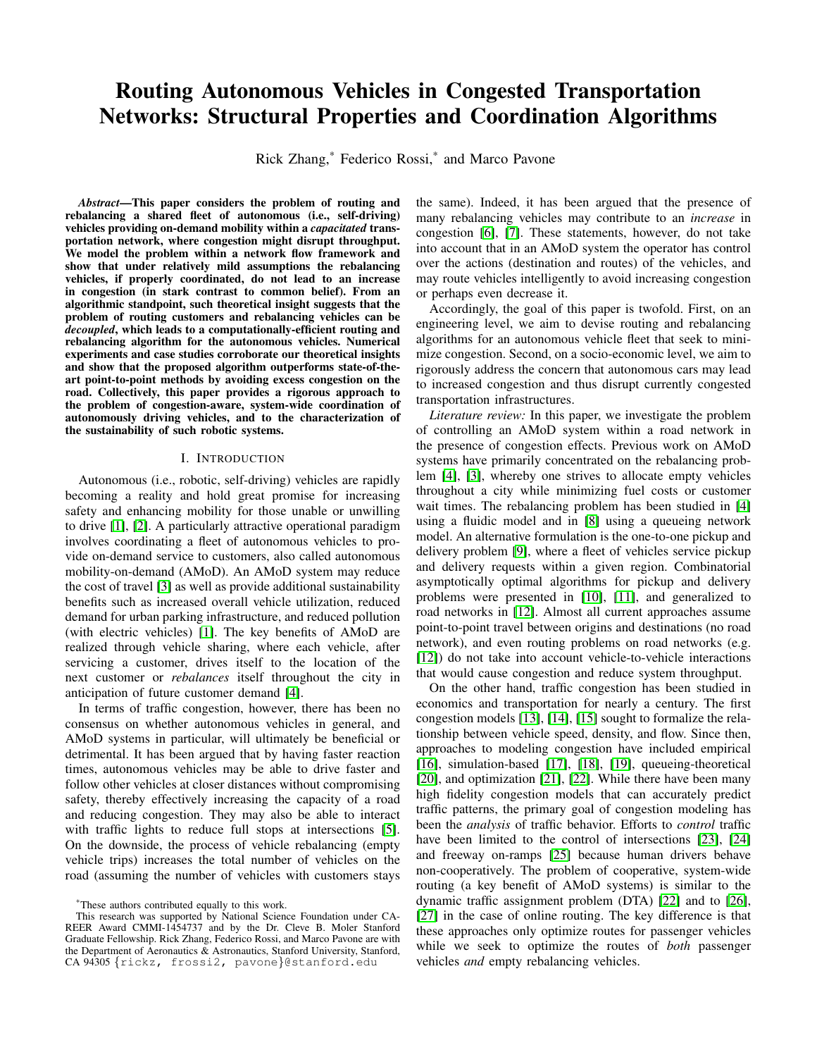# Routing Autonomous Vehicles in Congested Transportation Networks: Structural Properties and Coordination Algorithms

Rick Zhang,* Federico Rossi,* and Marco Pavone

***Abstract*—This paper considers the problem of routing and rebalancing a shared fleet of autonomous (i.e., self-driving) vehicles providing on-demand mobility within a *capacitated* transportation network, where congestion might disrupt throughput. We model the problem within a network flow framework and show that under relatively mild assumptions the rebalancing vehicles, if properly coordinated, do not lead to an increase in congestion (in stark contrast to common belief). From an algorithmic standpoint, such theoretical insight suggests that the problem of routing customers and rebalancing vehicles can be *decoupled*, which leads to a computationally-efficient routing and rebalancing algorithm for the autonomous vehicles. Numerical experiments and case studies corroborate our theoretical insights and show that the proposed algorithm outperforms state-of-the-art point-to-point methods by avoiding excess congestion on the road. Collectively, this paper provides a rigorous approach to the problem of congestion-aware, system-wide coordination of autonomously driving vehicles, and to the characterization of the sustainability of such robotic systems.**

## I. Introduction

Autonomous (i.e., robotic, self-driving) vehicles are rapidly becoming a reality and hold great promise for increasing safety and enhancing mobility for those unable or unwilling to drive [1], [2]. A particularly attractive operational paradigm involves coordinating a fleet of autonomous vehicles to provide on-demand service to customers, also called autonomous mobility-on-demand (AMoD). An AMoD system may reduce the cost of travel [3] as well as provide additional sustainability benefits such as increased overall vehicle utilization, reduced demand for urban parking infrastructure, and reduced pollution (with electric vehicles) [1]. The key benefits of AMoD are realized through vehicle sharing, where each vehicle, after servicing a customer, drives itself to the location of the next customer or *rebalances* itself throughout the city in anticipation of future customer demand [4].

In terms of traffic congestion, however, there has been no consensus on whether autonomous vehicles in general, and AMoD systems in particular, will ultimately be beneficial or detrimental. It has been argued that by having faster reaction times, autonomous vehicles may be able to drive faster and follow other vehicles at closer distances without compromising safety, thereby effectively increasing the capacity of a road and reducing congestion. They may also be able to interact with traffic lights to reduce full stops at intersections [5]. On the downside, the process of vehicle rebalancing (empty vehicle trips) increases the total number of vehicles on the road (assuming the number of vehicles with customers stays the same). Indeed, it has been argued that the presence of many rebalancing vehicles may contribute to an *increase* in congestion [6], [7]. These statements, however, do not take into account that in an AMoD system the operator has control over the actions (destination and routes) of the vehicles, and may route vehicles intelligently to avoid increasing congestion or perhaps even decrease it.

Accordingly, the goal of this paper is twofold. First, on an engineering level, we aim to devise routing and rebalancing algorithms for an autonomous vehicle fleet that seek to minimize congestion. Second, on a socio-economic level, we aim to rigorously address the concern that autonomous cars may lead to increased congestion and thus disrupt currently congested transportation infrastructures.

*Literature review:* In this paper, we investigate the problem of controlling an AMoD system within a road network in the presence of congestion effects. Previous work on AMoD systems have primarily concentrated on the rebalancing problem [4], [3], whereby one strives to allocate empty vehicles throughout a city while minimizing fuel costs or customer wait times. The rebalancing problem has been studied in [4] using a fluidic model and in [8] using a queueing network model. An alternative formulation is the one-to-one pickup and delivery problem [9], where a fleet of vehicles service pickup and delivery requests within a given region. Combinatorial asymptotically optimal algorithms for pickup and delivery problems were presented in [10], [11], and generalized to road networks in [12]. Almost all current approaches assume point-to-point travel between origins and destinations (no road network), and even routing problems on road networks (e.g. [12]) do not take into account vehicle-to-vehicle interactions that would cause congestion and reduce system throughput.

On the other hand, traffic congestion has been studied in economics and transportation for nearly a century. The first congestion models [13], [14], [15] sought to formalize the relationship between vehicle speed, density, and flow. Since then, approaches to modeling congestion have included empirical [16], simulation-based [17], [18], [19], queueing-theoretical [20], and optimization [21], [22]. While there have been many high fidelity congestion models that can accurately predict traffic patterns, the primary goal of congestion modeling has been the *analysis* of traffic behavior. Efforts to *control* traffic have been limited to the control of intersections [23], [24] and freeway on-ramps [25] because human drivers behave non-cooperatively. The problem of cooperative, system-wide routing (a key benefit of AMoD systems) is similar to the dynamic traffic assignment problem (DTA) [22] and to [26], [27] in the case of online routing. The key difference is that these approaches only optimize routes for passenger vehicles while we seek to optimize the routes of *both* passenger vehicles *and* empty rebalancing vehicles.

*These authors contributed equally to this work.

This research was supported by National Science Foundation under CAREER Award CMMI-1454737 and by the Dr. Cleve B. Moler Stanford Graduate Fellowship. Rick Zhang, Federico Rossi, and Marco Pavone are with the Department of Aeronautics & Astronautics, Stanford University, Stanford, CA 94305 {rickz, frossi2, pavone}@stanford.edu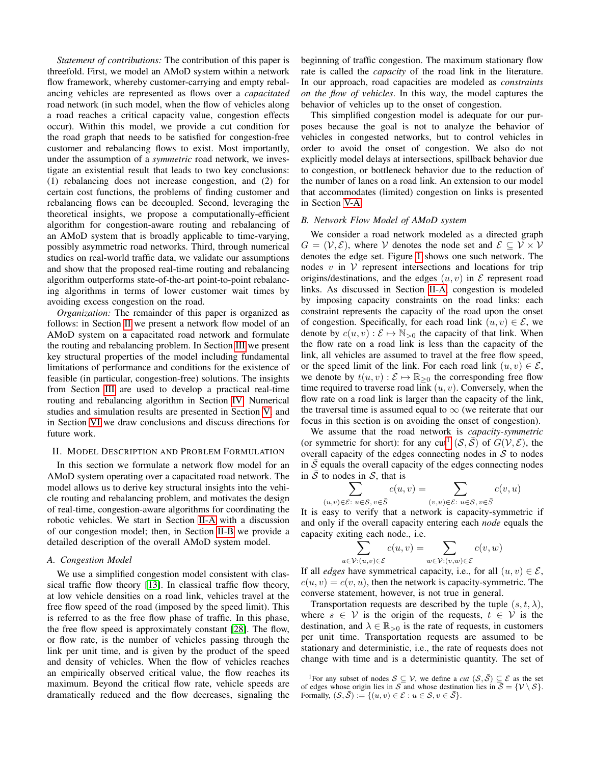*Statement of contributions:* The contribution of this paper is threefold. First, we model an AMoD system within a network flow framework, whereby customer-carrying and empty rebalancing vehicles are represented as flows over a *capacitated* road network (in such model, when the flow of vehicles along a road reaches a critical capacity value, congestion effects occur). Within this model, we provide a cut condition for the road graph that needs to be satisfied for congestion-free customer and rebalancing flows to exist. Most importantly, under the assumption of a *symmetric* road network, we investigate an existential result that leads to two key conclusions: (1) rebalancing does not increase congestion, and (2) for certain cost functions, the problems of finding customer and rebalancing flows can be decoupled. Second, leveraging the theoretical insights, we propose a computationally-efficient algorithm for congestion-aware routing and rebalancing of an AMoD system that is broadly applicable to time-varying, possibly asymmetric road networks. Third, through numerical studies on real-world traffic data, we validate our assumptions and show that the proposed real-time routing and rebalancing algorithm outperforms state-of-the-art point-to-point rebalancing algorithms in terms of lower customer wait times by avoiding excess congestion on the road.

*Organization:* The remainder of this paper is organized as follows: in Section II we present a network flow model of an AMoD system on a capacitated road network and formulate the routing and rebalancing problem. In Section III we present key structural properties of the model including fundamental limitations of performance and conditions for the existence of feasible (in particular, congestion-free) solutions. The insights from Section III are used to develop a practical real-time routing and rebalancing algorithm in Section IV. Numerical studies and simulation results are presented in Section V, and in Section VI we draw conclusions and discuss directions for future work.

## II. Model Description and Problem Formulation

In this section we formulate a network flow model for an AMoD system operating over a capacitated road network. The model allows us to derive key structural insights into the vehicle routing and rebalancing problem, and motivates the design of real-time, congestion-aware algorithms for coordinating the robotic vehicles. We start in Section II-A with a discussion of our congestion model; then, in Section II-B we provide a detailed description of the overall AMoD system model.

### A. Congestion Model

We use a simplified congestion model consistent with classical traffic flow theory [13]. In classical traffic flow theory, at low vehicle densities on a road link, vehicles travel at the free flow speed of the road (imposed by the speed limit). This is referred to as the free flow phase of traffic. In this phase, the free flow speed is approximately constant [28]. The flow, or flow rate, is the number of vehicles passing through the link per unit time, and is given by the product of the speed and density of vehicles. When the flow of vehicles reaches an empirically observed critical value, the flow reaches its maximum. Beyond the critical flow rate, vehicle speeds are dramatically reduced and the flow decreases, signaling the beginning of traffic congestion. The maximum stationary flow rate is called the *capacity* of the road link in the literature. In our approach, road capacities are modeled as *constraints on the flow of vehicles*. In this way, the model captures the behavior of vehicles up to the onset of congestion.

This simplified congestion model is adequate for our purposes because the goal is not to analyze the behavior of vehicles in congested networks, but to control vehicles in order to avoid the onset of congestion. We also do not explicitly model delays at intersections, spillback behavior due to congestion, or bottleneck behavior due to the reduction of the number of lanes on a road link. An extension to our model that accommodates (limited) congestion on links is presented in Section V-A.

### B. Network Flow Model of AMoD system

We consider a road network modeled as a directed graph $G = (\mathcal{V}, \mathcal{E})$, where $\mathcal{V}$ denotes the node set and $\mathcal{E} \subseteq \mathcal{V} \times \mathcal{V}$ denotes the edge set. Figure 1 shows one such network. The nodes $v$ in $\mathcal{V}$ represent intersections and locations for trip origins/destinations, and the edges $(u, v)$ in $\mathcal{E}$ represent road links. As discussed in Section II-A, congestion is modeled by imposing capacity constraints on the road links: each constraint represents the capacity of the road upon the onset of congestion. Specifically, for each road link $(u, v) \in \mathcal{E}$, we denote by $c(u, v) : \mathcal{E} \mapsto \mathbb{N}_{>0}$ the capacity of that link. When the flow rate on a road link is less than the capacity of the link, all vehicles are assumed to travel at the free flow speed, or the speed limit of the link. For each road link $(u, v) \in \mathcal{E}$, we denote by $t(u, v) : \mathcal{E} \mapsto \mathbb{R}_{\geq 0}$ the corresponding free flow time required to traverse road link $(u, v)$. Conversely, when the flow rate on a road link is larger than the capacity of the link, the traversal time is assumed equal to $\infty$ (we reiterate that our focus in this section is on avoiding the onset of congestion).

We assume that the road network is *capacity-symmetric* (or symmetric for short): for any cut[1] $(\mathcal{S}, \bar{\mathcal{S}})$ of $G(\mathcal{V}, \mathcal{E})$, the overall capacity of the edges connecting nodes in $\mathcal{S}$ to nodes in $\bar{\mathcal{S}}$ equals the overall capacity of the edges connecting nodes in $\bar{\mathcal{S}}$ to nodes in $\mathcal{S}$, that is

$$\sum_{(u,v)\in\mathcal{E}:\, u\in\mathcal{S},\, v\in\bar{\mathcal{S}}} c(u, v) = \sum_{(v,u)\in\mathcal{E}:\, u\in\mathcal{S},\, v\in\bar{\mathcal{S}}} c(v, u)$$

It is easy to verify that a network is capacity-symmetric if and only if the overall capacity entering each *node* equals the capacity exiting each node., i.e.

$$\sum_{u\in\mathcal{V}:(u,v)\in\mathcal{E}} c(u, v) = \sum_{w\in\mathcal{V}:(v,w)\in\mathcal{E}} c(v, w)$$

If all *edges* have symmetrical capacity, i.e., for all $(u, v) \in \mathcal{E}$, $c(u, v) = c(v, u)$, then the network is capacity-symmetric. The converse statement, however, is not true in general.

Transportation requests are described by the tuple $(s, t, \lambda)$, where $s \in \mathcal{V}$ is the origin of the requests, $t \in \mathcal{V}$ is the destination, and $\lambda \in \mathbb{R}_{>0}$ is the rate of requests, in customers per unit time. Transportation requests are assumed to be stationary and deterministic, i.e., the rate of requests does not change with time and is a deterministic quantity. The set of

[1] For any subset of nodes $\mathcal{S} \subseteq \mathcal{V}$, we define a *cut* $(\mathcal{S}, \bar{\mathcal{S}}) \subseteq \mathcal{E}$ as the set of edges whose origin lies in $\mathcal{S}$ and whose destination lies in $\bar{\mathcal{S}} = \{\mathcal{V} \setminus \mathcal{S}\}$. Formally, $(\mathcal{S}, \bar{\mathcal{S}}) := \{(u, v) \in \mathcal{E} : u \in \mathcal{S}, v \in \bar{\mathcal{S}}\}$.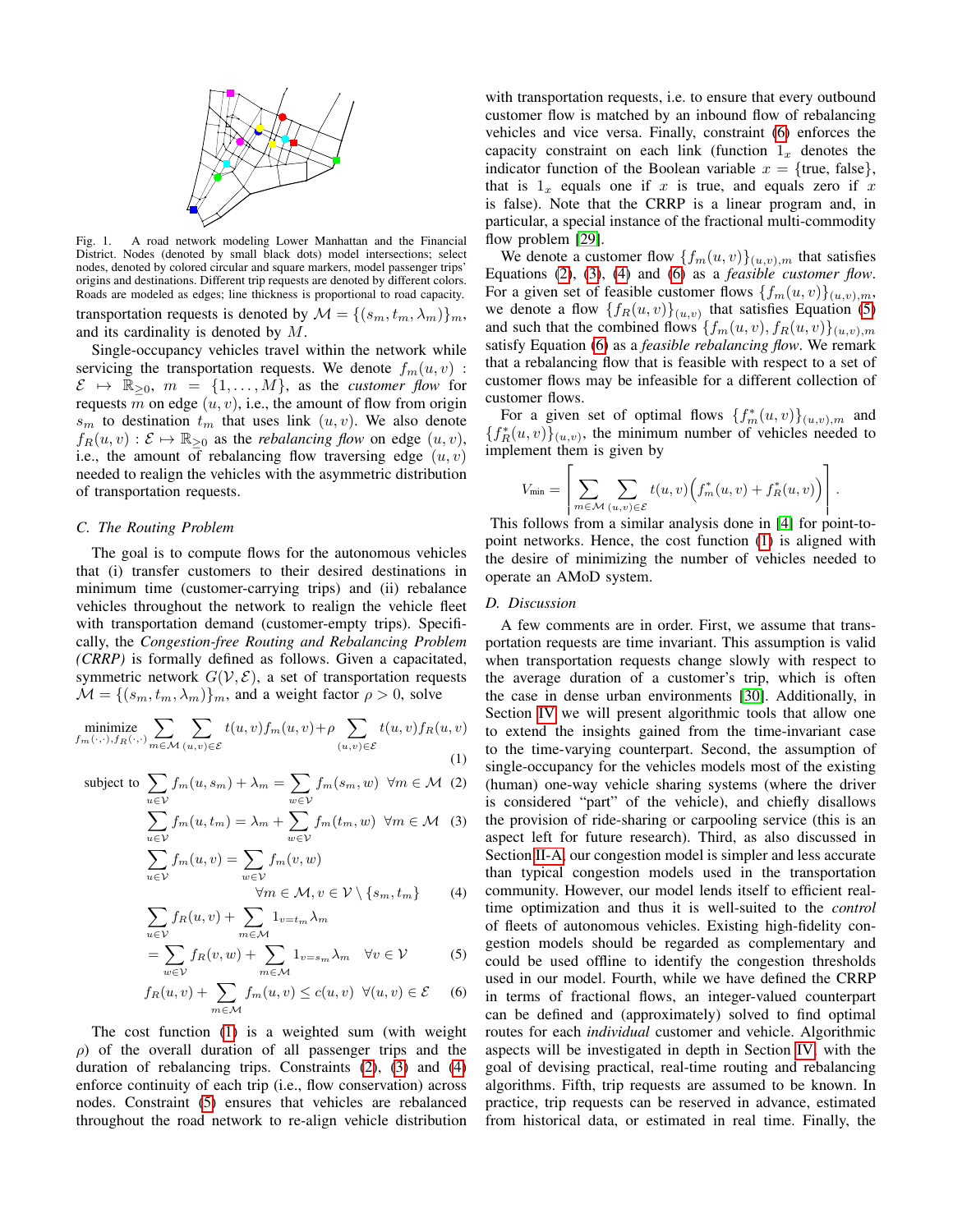Fig. 1. A road network modeling Lower Manhattan and the Financial District. Nodes (denoted by small black dots) model intersections; select nodes, denoted by colored circular and square markers, model passenger trips' origins and destinations. Different trip requests are denoted by different colors. Roads are modeled as edges; line thickness is proportional to road capacity.

transportation requests is denoted by $\mathcal{M} = \{(s_m, t_m, \lambda_m)\}_m$, and its cardinality is denoted by $M$.

Single-occupancy vehicles travel within the network while servicing the transportation requests. We denote $f_m(u,v) : \mathcal{E} \mapsto \mathbb{R}_{\geq 0}$, $m = \{1, \ldots, M\}$, as the *customer flow* for requests $m$ on edge $(u,v)$, i.e., the amount of flow from origin $s_m$ to destination $t_m$ that uses link $(u,v)$. We also denote $f_R(u,v) : \mathcal{E} \mapsto \mathbb{R}_{\geq 0}$ as the *rebalancing flow* on edge $(u,v)$, i.e., the amount of rebalancing flow traversing edge $(u,v)$ needed to realign the vehicles with the asymmetric distribution of transportation requests.

### C. The Routing Problem

The goal is to compute flows for the autonomous vehicles that (i) transfer customers to their desired destinations in minimum time (customer-carrying trips) and (ii) rebalance vehicles throughout the network to realign the vehicle fleet with transportation demand (customer-empty trips). Specifically, the *Congestion-free Routing and Rebalancing Problem (CRRP)* is formally defined as follows. Given a capacitated, symmetric network $G(\mathcal{V}, \mathcal{E})$, a set of transportation requests $\mathcal{M} = \{(s_m, t_m, \lambda_m)\}_m$, and a weight factor $\rho > 0$, solve

$$\underset{f_m(\cdot,\cdot), f_R(\cdot,\cdot)}{\text{minimize}} \sum_{m \in \mathcal{M}} \sum_{(u,v) \in \mathcal{E}} t(u,v) f_m(u,v) + \rho \sum_{(u,v) \in \mathcal{E}} t(u,v) f_R(u,v) \tag{1}$$

$$\text{subject to } \sum_{u \in \mathcal{V}} f_m(u, s_m) + \lambda_m = \sum_{w \in \mathcal{V}} f_m(s_m, w) \quad \forall m \in \mathcal{M} \tag{2}$$

$$\sum_{u \in \mathcal{V}} f_m(u, t_m) = \lambda_m + \sum_{w \in \mathcal{V}} f_m(t_m, w) \quad \forall m \in \mathcal{M} \tag{3}$$

$$\sum_{u \in \mathcal{V}} f_m(u,v) = \sum_{w \in \mathcal{V}} f_m(v,w) \quad \forall m \in \mathcal{M}, v \in \mathcal{V} \setminus \{s_m, t_m\} \tag{4}$$

$$\sum_{u \in \mathcal{V}} f_R(u,v) + \sum_{m \in \mathcal{M}} 1_{v=t_m} \lambda_m = \sum_{w \in \mathcal{V}} f_R(v,w) + \sum_{m \in \mathcal{M}} 1_{v=s_m} \lambda_m \quad \forall v \in \mathcal{V} \tag{5}$$

$$f_R(u,v) + \sum_{m \in \mathcal{M}} f_m(u,v) \leq c(u,v) \quad \forall (u,v) \in \mathcal{E} \tag{6}$$

The cost function (1) is a weighted sum (with weight $\rho$) of the overall duration of all passenger trips and the duration of rebalancing trips. Constraints (2), (3) and (4) enforce continuity of each trip (i.e., flow conservation) across nodes. Constraint (5) ensures that vehicles are rebalanced throughout the road network to re-align vehicle distribution with transportation requests, i.e. to ensure that every outbound customer flow is matched by an inbound flow of rebalancing vehicles and vice versa. Finally, constraint (6) enforces the capacity constraint on each link (function $1_x$ denotes the indicator function of the Boolean variable $x = \{\text{true}, \text{false}\}$, that is $1_x$ equals one if $x$ is true, and equals zero if $x$ is false). Note that the CRRP is a linear program and, in particular, a special instance of the fractional multi-commodity flow problem [29].

We denote a customer flow $\{f_m(u,v)\}_{(u,v),m}$ that satisfies Equations (2), (3), (4) and (6) as a *feasible customer flow*. For a given set of feasible customer flows $\{f_m(u,v)\}_{(u,v),m}$, we denote a flow $\{f_R(u,v)\}_{(u,v)}$ that satisfies Equation (5) and such that the combined flows $\{f_m(u,v), f_R(u,v)\}_{(u,v),m}$ satisfy Equation (6) as a *feasible rebalancing flow*. We remark that a rebalancing flow that is feasible with respect to a set of customer flows may be infeasible for a different collection of customer flows.

For a given set of optimal flows $\{f_m^*(u,v)\}_{(u,v),m}$ and $\{f_R^*(u,v)\}_{(u,v)}$, the minimum number of vehicles needed to implement them is given by

$$V_{\text{min}} = \left\lceil \sum_{m \in \mathcal{M}} \sum_{(u,v) \in \mathcal{E}} t(u,v) \Big( f_m^*(u,v) + f_R^*(u,v) \Big) \right\rceil.$$

This follows from a similar analysis done in [4] for point-to-point networks. Hence, the cost function (1) is aligned with the desire of minimizing the number of vehicles needed to operate an AMoD system.

### D. Discussion

A few comments are in order. First, we assume that transportation requests are time invariant. This assumption is valid when transportation requests change slowly with respect to the average duration of a customer's trip, which is often the case in dense urban environments [30]. Additionally, in Section IV we will present algorithmic tools that allow one to extend the insights gained from the time-invariant case to the time-varying counterpart. Second, the assumption of single-occupancy for the vehicles models most of the existing (human) one-way vehicle sharing systems (where the driver is considered "part" of the vehicle), and chiefly disallows the provision of ride-sharing or carpooling service (this is an aspect left for future research). Third, as also discussed in Section II-A, our congestion model is simpler and less accurate than typical congestion models used in the transportation community. However, our model lends itself to efficient real-time optimization and thus it is well-suited to the *control* of fleets of autonomous vehicles. Existing high-fidelity congestion models should be regarded as complementary and could be used offline to identify the congestion thresholds used in our model. Fourth, while we have defined the CRRP in terms of fractional flows, an integer-valued counterpart can be defined and (approximately) solved to find optimal routes for each *individual* customer and vehicle. Algorithmic aspects will be investigated in depth in Section IV, with the goal of devising practical, real-time routing and rebalancing algorithms. Fifth, trip requests are assumed to be known. In practice, trip requests can be reserved in advance, estimated from historical data, or estimated in real time. Finally, the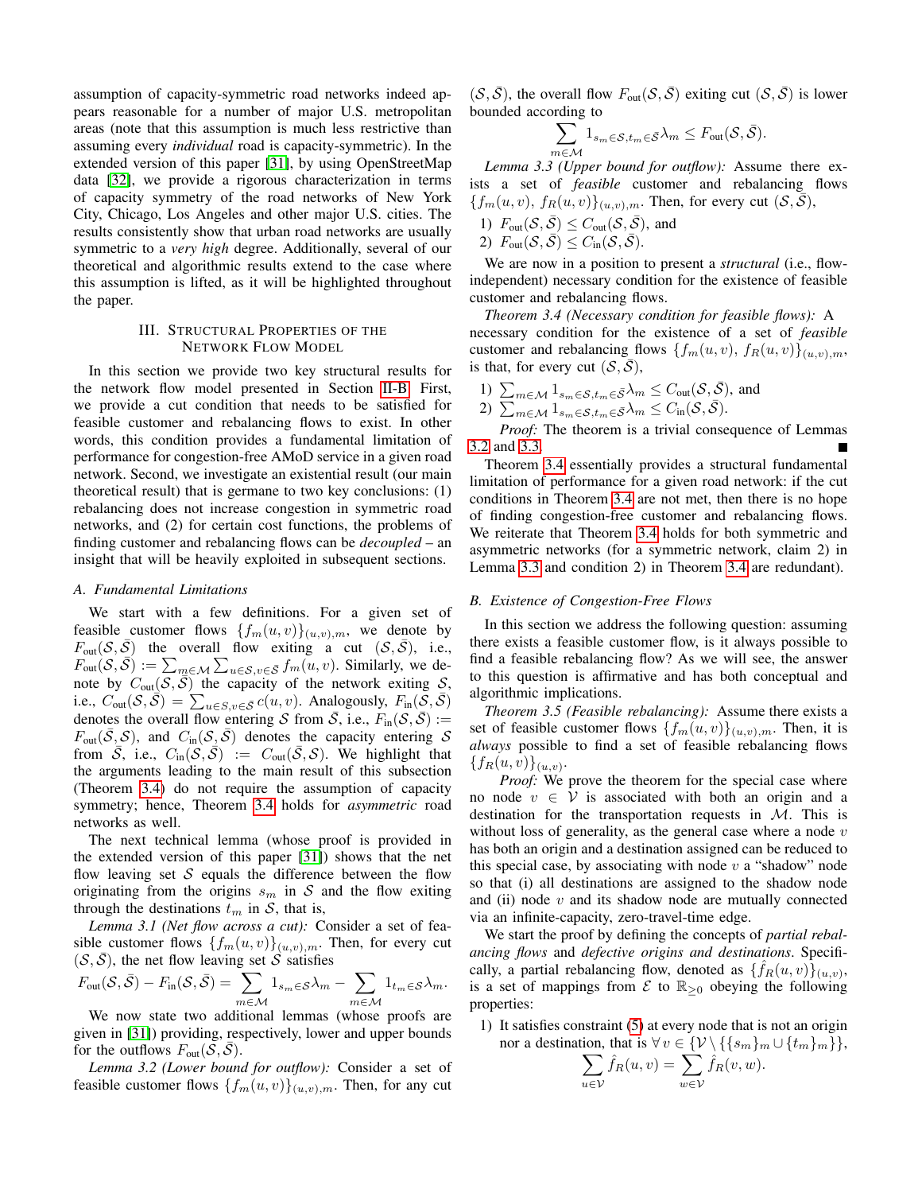assumption of capacity-symmetric road networks indeed appears reasonable for a number of major U.S. metropolitan areas (note that this assumption is much less restrictive than assuming every *individual* road is capacity-symmetric). In the extended version of this paper [31], by using OpenStreetMap data [32], we provide a rigorous characterization in terms of capacity symmetry of the road networks of New York City, Chicago, Los Angeles and other major U.S. cities. The results consistently show that urban road networks are usually symmetric to a *very high* degree. Additionally, several of our theoretical and algorithmic results extend to the case where this assumption is lifted, as it will be highlighted throughout the paper.

## III. Structural Properties of the Network Flow Model

In this section we provide two key structural results for the network flow model presented in Section II-B. First, we provide a cut condition that needs to be satisfied for feasible customer and rebalancing flows to exist. In other words, this condition provides a fundamental limitation of performance for congestion-free AMoD service in a given road network. Second, we investigate an existential result (our main theoretical result) that is germane to two key conclusions: (1) rebalancing does not increase congestion in symmetric road networks, and (2) for certain cost functions, the problems of finding customer and rebalancing flows can be *decoupled* – an insight that will be heavily exploited in subsequent sections.

### A. Fundamental Limitations

We start with a few definitions. For a given set of feasible customer flows $\{f_m(u,v)\}_{(u,v),m}$, we denote by $F_{\text{out}}(\mathcal{S},\bar{\mathcal{S}})$ the overall flow exiting a cut $(\mathcal{S},\bar{\mathcal{S}})$, i.e., $F_{\text{out}}(\mathcal{S},\bar{\mathcal{S}}) := \sum_{m\in\mathcal{M}}\sum_{u\in\mathcal{S},v\in\bar{\mathcal{S}}} f_m(u,v)$. Similarly, we denote by $C_{\text{out}}(\mathcal{S},\bar{\mathcal{S}})$ the capacity of the network exiting $\mathcal{S}$, i.e., $C_{\text{out}}(\mathcal{S},\bar{\mathcal{S}}) = \sum_{u\in\mathcal{S},v\in\bar{\mathcal{S}}} c(u,v)$. Analogously, $F_{\text{in}}(\mathcal{S},\bar{\mathcal{S}})$ denotes the overall flow entering $\mathcal{S}$ from $\bar{\mathcal{S}}$, i.e., $F_{\text{in}}(\mathcal{S},\bar{\mathcal{S}}) := F_{\text{out}}(\bar{\mathcal{S}},\mathcal{S})$, and $C_{\text{in}}(\mathcal{S},\bar{\mathcal{S}})$ denotes the capacity entering $\mathcal{S}$ from $\bar{\mathcal{S}}$, i.e., $C_{\text{in}}(\mathcal{S},\bar{\mathcal{S}}) := C_{\text{out}}(\bar{\mathcal{S}},\mathcal{S})$. We highlight that the arguments leading to the main result of this subsection (Theorem 3.4) do not require the assumption of capacity symmetry; hence, Theorem 3.4 holds for *asymmetric* road networks as well.

The next technical lemma (whose proof is provided in the extended version of this paper [31]) shows that the net flow leaving set $\mathcal{S}$ equals the difference between the flow originating from the origins $s_m$ in $\mathcal{S}$ and the flow exiting through the destinations $t_m$ in $\mathcal{S}$, that is,

*Lemma 3.1 (Net flow across a cut):* Consider a set of feasible customer flows $\{f_m(u,v)\}_{(u,v),m}$. Then, for every cut $(\mathcal{S},\bar{\mathcal{S}})$, the net flow leaving set $\mathcal{S}$ satisfies

$$F_{\text{out}}(\mathcal{S},\bar{\mathcal{S}}) - F_{\text{in}}(\mathcal{S},\bar{\mathcal{S}}) = \sum_{m\in\mathcal{M}} 1_{s_m\in\mathcal{S}}\lambda_m - \sum_{m\in\mathcal{M}} 1_{t_m\in\mathcal{S}}\lambda_m.$$

We now state two additional lemmas (whose proofs are given in [31]) providing, respectively, lower and upper bounds for the outflows $F_{\text{out}}(\mathcal{S},\bar{\mathcal{S}})$.

*Lemma 3.2 (Lower bound for outflow):* Consider a set of feasible customer flows $\{f_m(u,v)\}_{(u,v),m}$. Then, for any cut $(\mathcal{S},\bar{\mathcal{S}})$, the overall flow $F_{\text{out}}(\mathcal{S},\bar{\mathcal{S}})$ exiting cut $(\mathcal{S},\bar{\mathcal{S}})$ is lower bounded according to

$$\sum_{m\in\mathcal{M}} 1_{s_m\in\mathcal{S},t_m\in\bar{\mathcal{S}}}\lambda_m \leq F_{\text{out}}(\mathcal{S},\bar{\mathcal{S}}).$$

*Lemma 3.3 (Upper bound for outflow):* Assume there exists a set of *feasible* customer and rebalancing flows $\{f_m(u,v),\, f_R(u,v)\}_{(u,v),m}$. Then, for every cut $(\mathcal{S},\bar{\mathcal{S}})$,

1) $F_{\text{out}}(\mathcal{S},\bar{\mathcal{S}}) \leq C_{\text{out}}(\mathcal{S},\bar{\mathcal{S}})$, and
2) $F_{\text{out}}(\mathcal{S},\bar{\mathcal{S}}) \leq C_{\text{in}}(\mathcal{S},\bar{\mathcal{S}})$.

We are now in a position to present a *structural* (i.e., flow-independent) necessary condition for the existence of feasible customer and rebalancing flows.

*Theorem 3.4 (Necessary condition for feasible flows):* A necessary condition for the existence of a set of *feasible* customer and rebalancing flows $\{f_m(u,v),\, f_R(u,v)\}_{(u,v),m}$, is that, for every cut $(\mathcal{S},\bar{\mathcal{S}})$,

1) $\sum_{m\in\mathcal{M}} 1_{s_m\in\mathcal{S},t_m\in\bar{\mathcal{S}}}\lambda_m \leq C_{\text{out}}(\mathcal{S},\bar{\mathcal{S}})$, and
2) $\sum_{m\in\mathcal{M}} 1_{s_m\in\mathcal{S},t_m\in\bar{\mathcal{S}}}\lambda_m \leq C_{\text{in}}(\mathcal{S},\bar{\mathcal{S}})$.

*Proof:* The theorem is a trivial consequence of Lemmas 3.2 and 3.3. ■

Theorem 3.4 essentially provides a structural fundamental limitation of performance for a given road network: if the cut conditions in Theorem 3.4 are not met, then there is no hope of finding congestion-free customer and rebalancing flows. We reiterate that Theorem 3.4 holds for both symmetric and asymmetric networks (for a symmetric network, claim 2) in Lemma 3.3 and condition 2) in Theorem 3.4 are redundant).

### B. Existence of Congestion-Free Flows

In this section we address the following question: assuming there exists a feasible customer flow, is it always possible to find a feasible rebalancing flow? As we will see, the answer to this question is affirmative and has both conceptual and algorithmic implications.

*Theorem 3.5 (Feasible rebalancing):* Assume there exists a set of feasible customer flows $\{f_m(u,v)\}_{(u,v),m}$. Then, it is *always* possible to find a set of feasible rebalancing flows $\{f_R(u,v)\}_{(u,v)}$.

*Proof:* We prove the theorem for the special case where no node $v \in \mathcal{V}$ is associated with both an origin and a destination for the transportation requests in $\mathcal{M}$. This is without loss of generality, as the general case where a node $v$ has both an origin and a destination assigned can be reduced to this special case, by associating with node $v$ a "shadow" node so that (i) all destinations are assigned to the shadow node and (ii) node $v$ and its shadow node are mutually connected via an infinite-capacity, zero-travel-time edge.

We start the proof by defining the concepts of *partial rebalancing flows* and *defective origins and destinations*. Specifically, a partial rebalancing flow, denoted as $\{\hat{f}_R(u,v)\}_{(u,v)}$, is a set of mappings from $\mathcal{E}$ to $\mathbb{R}_{\geq 0}$ obeying the following properties:

1) It satisfies constraint (5) at every node that is not an origin nor a destination, that is $\forall\, v \in \{\mathcal{V} \setminus \{\{s_m\}_m \cup \{t_m\}_m\}\}$,

$$\sum_{u\in\mathcal{V}} \hat{f}_R(u,v) = \sum_{w\in\mathcal{V}} \hat{f}_R(v,w).$$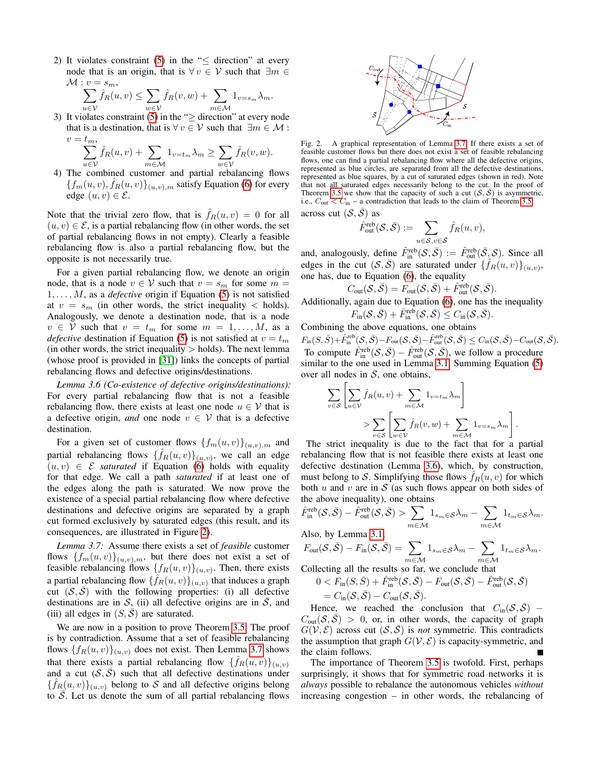2) It violates constraint (5) in the "$\leq$ direction" at every node that is an origin, that is $\forall\, v \in \mathcal{V}$ such that $\exists m \in \mathcal{M} : v = s_m$,

$$\sum_{u\in\mathcal{V}} \hat{f}_R(u,v) \leq \sum_{w\in\mathcal{V}} \hat{f}_R(v,w) + \sum_{m\in\mathcal{M}} 1_{v=s_m}\lambda_m.$$

3) It violates constraint (5) in the "$\geq$ direction" at every node that is a destination, that is $\forall\, v \in \mathcal{V}$ such that $\exists m \in \mathcal{M} : v = t_m$,

$$\sum_{u\in\mathcal{V}} \hat{f}_R(u,v) + \sum_{m\in\mathcal{M}} 1_{v=t_m}\lambda_m \geq \sum_{w\in\mathcal{V}} \hat{f}_R(v,w).$$

4) The combined customer and partial rebalancing flows $\{f_m(u,v), \hat{f}_R(u,v)\}_{(u,v),m}$ satisfy Equation (6) for every edge $(u,v) \in \mathcal{E}$.

Note that the trivial zero flow, that is $\hat{f}_R(u,v) = 0$ for all $(u,v) \in \mathcal{E}$, is a partial rebalancing flow (in other words, the set of partial rebalancing flows in not empty). Clearly a feasible rebalancing flow is also a partial rebalancing flow, but the opposite is not necessarily true.

For a given partial rebalancing flow, we denote an origin node, that is a node $v \in \mathcal{V}$ such that $v = s_m$ for some $m = 1, \ldots, M$, as a *defective* origin if Equation (5) is not satisfied at $v = s_m$ (in other words, the strict inequality $<$ holds). Analogously, we denote a destination node, that is a node $v \in \mathcal{V}$ such that $v = t_m$ for some $m = 1, \ldots, M$, as a *defective* destination if Equation (5) is not satisfied at $v = t_m$ (in other words, the strict inequality $>$ holds). The next lemma (whose proof is provided in [31]) links the concepts of partial rebalancing flows and defective origins/destinations.

*Lemma 3.6 (Co-existence of defective origins/destinations):* For every partial rebalancing flow that is not a feasible rebalancing flow, there exists at least one node $u \in \mathcal{V}$ that is a defective origin, *and* one node $v \in \mathcal{V}$ that is a defective destination.

For a given set of customer flows $\{f_m(u,v)\}_{(u,v),m}$ and partial rebalancing flows $\{\hat{f}_R(u,v)\}_{(u,v)}$, we call an edge $(u,v) \in \mathcal{E}$ *saturated* if Equation (6) holds with equality for that edge. We call a path *saturated* if at least one of the edges along the path is saturated. We now prove the existence of a special partial rebalancing flow where defective destinations and defective origins are separated by a graph cut formed exclusively by saturated edges (this result, and its consequences, are illustrated in Figure 2).

*Lemma 3.7:* Assume there exists a set of *feasible* customer flows $\{f_m(u,v)\}_{(u,v),m}$, but there does not exist a set of feasible rebalancing flows $\{f_R(u,v)\}_{(u,v)}$. Then, there exists a partial rebalancing flow $\{\hat{f}_R(u,v)\}_{(u,v)}$ that induces a graph cut $(\mathcal{S}, \bar{\mathcal{S}})$ with the following properties: (i) all defective destinations are in $\mathcal{S}$, (ii) all defective origins are in $\bar{\mathcal{S}}$, and (iii) all edges in $(S, \bar{S})$ are saturated.

We are now in a position to prove Theorem 3.5. The proof is by contradiction. Assume that a set of feasible rebalancing flows $\{f_R(u,v)\}_{(u,v)}$ does not exist. Then Lemma 3.7 shows that there exists a partial rebalancing flow $\{\hat{f}_R(u,v)\}_{(u,v)}$ and a cut $(\mathcal{S}, \bar{\mathcal{S}})$ such that all defective destinations under $\{\hat{f}_R(u,v)\}_{(u,v)}$ belong to $\mathcal{S}$ and all defective origins belong to $\bar{\mathcal{S}}$. Let us denote the sum of all partial rebalancing flows

Fig. 2. A graphical representation of Lemma 3.7. If there exists a set of feasible customer flows but there does not exist a set of feasible rebalancing flows, one can find a partial rebalancing flow where all the defective origins, represented as blue circles, are separated from all the defective destinations, represented as blue squares, by a cut of saturated edges (shown in red). Note that not all saturated edges necessarily belong to the cut. In the proof of Theorem 3.5 we show that the capacity of such a cut $(\mathcal{S}, \bar{\mathcal{S}})$ is asymmetric, i.e., $C_{\text{out}} < C_{\text{in}}$ – a contradiction that leads to the claim of Theorem 3.5.

across cut $(\mathcal{S}, \bar{\mathcal{S}})$ as

$$\hat{F}^{\text{reb}}_{\text{out}}(\mathcal{S}, \bar{\mathcal{S}}) := \sum_{u\in\mathcal{S}, v\in\bar{\mathcal{S}}} \hat{f}_R(u,v),$$

and, analogously, define $\hat{F}^{\text{reb}}_{\text{in}}(\mathcal{S}, \bar{\mathcal{S}}) := \hat{F}^{\text{reb}}_{\text{out}}(\bar{\mathcal{S}}, \mathcal{S})$. Since all edges in the cut $(\mathcal{S}, \bar{\mathcal{S}})$ are saturated under $\{\hat{f}_R(u,v)\}_{(u,v)}$, one has, due to Equation (6), the equality

$$C_{\text{out}}(\mathcal{S}, \bar{\mathcal{S}}) = F_{\text{out}}(\mathcal{S}, \bar{\mathcal{S}}) + \hat{F}^{\text{reb}}_{\text{out}}(\mathcal{S}, \bar{\mathcal{S}}).$$

Additionally, again due to Equation (6), one has the inequality

$$F_{\text{in}}(\mathcal{S}, \bar{\mathcal{S}}) + \hat{F}^{\text{reb}}_{\text{in}}(\mathcal{S}, \bar{\mathcal{S}}) \leq C_{\text{in}}(\mathcal{S}, \bar{\mathcal{S}}).$$

Combining the above equations, one obtains

$$F_{\text{in}}(S, \bar{S}) + \hat{F}^{\text{reb}}_{\text{in}}(\mathcal{S}, \bar{\mathcal{S}}) - F_{\text{out}}(\mathcal{S}, \bar{\mathcal{S}}) - \hat{F}^{\text{reb}}_{\text{out}}(\mathcal{S}, \bar{\mathcal{S}}) \leq C_{\text{in}}(\mathcal{S}, \bar{\mathcal{S}}) - C_{\text{out}}(\mathcal{S}, \bar{\mathcal{S}}).$$

To compute $\hat{F}^{\text{reb}}_{\text{in}}(\mathcal{S}, \bar{\mathcal{S}}) - \hat{F}^{\text{reb}}_{\text{out}}(\mathcal{S}, \bar{\mathcal{S}})$, we follow a procedure similar to the one used in Lemma 3.1. Summing Equation (5) over all nodes in $\mathcal{S}$, one obtains,

$$\sum_{v\in\mathcal{S}} \left[ \sum_{u\in\mathcal{V}} \hat{f}_R(u,v) + \sum_{m\in\mathcal{M}} 1_{v=t_m}\lambda_m \right] > \sum_{v\in\mathcal{S}} \left[ \sum_{w\in\mathcal{V}} \hat{f}_R(v,w) + \sum_{m\in\mathcal{M}} 1_{v=s_m}\lambda_m \right].$$

The strict inequality is due to the fact that for a partial rebalancing flow that is not feasible there exists at least one defective destination (Lemma 3.6), which, by construction, must belong to $\mathcal{S}$. Simplifying those flows $\hat{f}_R(u,v)$ for which both $u$ and $v$ are in $\mathcal{S}$ (as such flows appear on both sides of the above inequality), one obtains

$$\hat{F}^{\text{reb}}_{\text{in}}(\mathcal{S}, \bar{\mathcal{S}}) - \hat{F}^{\text{reb}}_{\text{out}}(\mathcal{S}, \bar{\mathcal{S}}) > \sum_{m\in\mathcal{M}} 1_{s_m\in\mathcal{S}}\lambda_m - \sum_{m\in\mathcal{M}} 1_{t_m\in\mathcal{S}}\lambda_m.$$

Also, by Lemma 3.1,

$$F_{\text{out}}(\mathcal{S}, \bar{\mathcal{S}}) - F_{\text{in}}(\mathcal{S}, \bar{\mathcal{S}}) = \sum_{m\in\mathcal{M}} 1_{s_m\in\mathcal{S}}\lambda_m - \sum_{m\in\mathcal{M}} 1_{t_m\in\mathcal{S}}\lambda_m.$$

Collecting all the results so far, we conclude that

$$\begin{aligned} 0 &< F_{\text{in}}(S, \bar{S}) + \hat{F}^{\text{reb}}_{\text{in}}(\mathcal{S}, \bar{\mathcal{S}}) - F_{\text{out}}(\mathcal{S}, \bar{\mathcal{S}}) - \hat{F}^{\text{reb}}_{\text{out}}(\mathcal{S}, \bar{\mathcal{S}}) \\ &= C_{\text{in}}(\mathcal{S}, \bar{\mathcal{S}}) - C_{\text{out}}(\mathcal{S}, \bar{\mathcal{S}}). \end{aligned}$$

Hence, we reached the conclusion that $C_{\text{in}}(\mathcal{S}, \bar{\mathcal{S}}) - C_{\text{out}}(\mathcal{S}, \bar{\mathcal{S}}) > 0$, or, in other words, the capacity of graph $G(\mathcal{V}, \mathcal{E})$ across cut $(\mathcal{S}, \bar{\mathcal{S}})$ is *not* symmetric. This contradicts the assumption that graph $G(\mathcal{V}, \mathcal{E})$ is capacity-symmetric, and the claim follows. ■

The importance of Theorem 3.5 is twofold. First, perhaps surprisingly, it shows that for symmetric road networks it is *always* possible to rebalance the autonomous vehicles *without* increasing congestion – in other words, the rebalancing of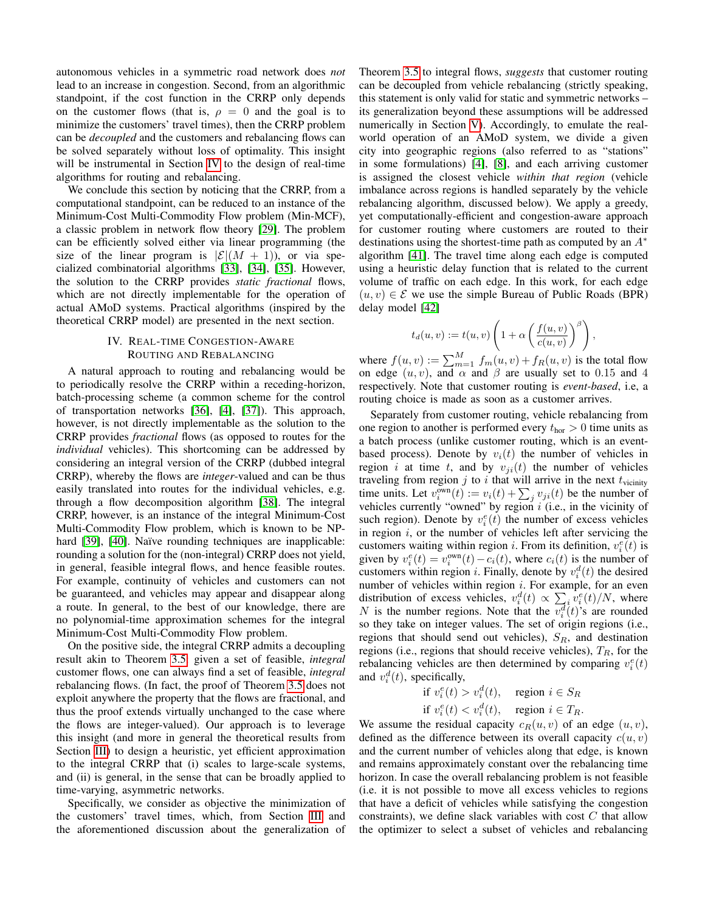autonomous vehicles in a symmetric road network does *not* lead to an increase in congestion. Second, from an algorithmic standpoint, if the cost function in the CRRP only depends on the customer flows (that is, $\rho = 0$ and the goal is to minimize the customers' travel times), then the CRRP problem can be *decoupled* and the customers and rebalancing flows can be solved separately without loss of optimality. This insight will be instrumental in Section IV to the design of real-time algorithms for routing and rebalancing.

We conclude this section by noticing that the CRRP, from a computational standpoint, can be reduced to an instance of the Minimum-Cost Multi-Commodity Flow problem (Min-MCF), a classic problem in network flow theory [29]. The problem can be efficiently solved either via linear programming (the size of the linear program is $|\mathcal{E}|(M+1)$), or via specialized combinatorial algorithms [33], [34], [35]. However, the solution to the CRRP provides *static fractional* flows, which are not directly implementable for the operation of actual AMoD systems. Practical algorithms (inspired by the theoretical CRRP model) are presented in the next section.

## IV. Real-time Congestion-Aware Routing and Rebalancing

A natural approach to routing and rebalancing would be to periodically resolve the CRRP within a receding-horizon, batch-processing scheme (a common scheme for the control of transportation networks [36], [4], [37]). This approach, however, is not directly implementable as the solution to the CRRP provides *fractional* flows (as opposed to routes for the *individual* vehicles). This shortcoming can be addressed by considering an integral version of the CRRP (dubbed integral CRRP), whereby the flows are *integer*-valued and can be thus easily translated into routes for the individual vehicles, e.g. through a flow decomposition algorithm [38]. The integral CRRP, however, is an instance of the integral Minimum-Cost Multi-Commodity Flow problem, which is known to be NP-hard [39], [40]. Naïve rounding techniques are inapplicable: rounding a solution for the (non-integral) CRRP does not yield, in general, feasible integral flows, and hence feasible routes. For example, continuity of vehicles and customers can not be guaranteed, and vehicles may appear and disappear along a route. In general, to the best of our knowledge, there are no polynomial-time approximation schemes for the integral Minimum-Cost Multi-Commodity Flow problem.

On the positive side, the integral CRRP admits a decoupling result akin to Theorem 3.5: given a set of feasible, *integral* customer flows, one can always find a set of feasible, *integral* rebalancing flows. (In fact, the proof of Theorem 3.5 does not exploit anywhere the property that the flows are fractional, and thus the proof extends virtually unchanged to the case where the flows are integer-valued). Our approach is to leverage this insight (and more in general the theoretical results from Section III) to design a heuristic, yet efficient approximation to the integral CRRP that (i) scales to large-scale systems, and (ii) is general, in the sense that can be broadly applied to time-varying, asymmetric networks.

Specifically, we consider as objective the minimization of the customers' travel times, which, from Section III and the aforementioned discussion about the generalization of Theorem 3.5 to integral flows, *suggests* that customer routing can be decoupled from vehicle rebalancing (strictly speaking, this statement is only valid for static and symmetric networks – its generalization beyond these assumptions will be addressed numerically in Section V). Accordingly, to emulate the real-world operation of an AMoD system, we divide a given city into geographic regions (also referred to as "stations" in some formulations) [4], [8], and each arriving customer is assigned the closest vehicle *within that region* (vehicle imbalance across regions is handled separately by the vehicle rebalancing algorithm, discussed below). We apply a greedy, yet computationally-efficient and congestion-aware approach for customer routing where customers are routed to their destinations using the shortest-time path as computed by an $A^*$ algorithm [41]. The travel time along each edge is computed using a heuristic delay function that is related to the current volume of traffic on each edge. In this work, for each edge $(u, v) \in \mathcal{E}$ we use the simple Bureau of Public Roads (BPR) delay model [42]

$$t_d(u, v) := t(u, v)\left(1 + \alpha \left(\frac{f(u, v)}{c(u, v)}\right)^{\beta}\right),$$

where $f(u, v) := \sum_{m=1}^{M} f_m(u, v) + f_R(u, v)$ is the total flow on edge $(u, v)$, and $\alpha$ and $\beta$ are usually set to 0.15 and 4 respectively. Note that customer routing is *event-based*, i.e, a routing choice is made as soon as a customer arrives.

Separately from customer routing, vehicle rebalancing from one region to another is performed every $t_{\text{hor}} > 0$ time units as a batch process (unlike customer routing, which is an event-based process). Denote by $v_i(t)$ the number of vehicles in region $i$ at time $t$, and by $v_{ji}(t)$ the number of vehicles traveling from region $j$ to $i$ that will arrive in the next $t_{\text{vicinity}}$ time units. Let $v_i^{\text{own}}(t) := v_i(t) + \sum_j v_{ji}(t)$ be the number of vehicles currently "owned" by region $i$ (i.e., in the vicinity of such region). Denote by $v_i^e(t)$ the number of excess vehicles in region $i$, or the number of vehicles left after servicing the customers waiting within region $i$. From its definition, $v_i^e(t)$ is given by $v_i^e(t) = v_i^{\text{own}}(t) - c_i(t)$, where $c_i(t)$ is the number of customers within region $i$. Finally, denote by $v_i^d(t)$ the desired number of vehicles within region $i$. For example, for an even distribution of excess vehicles, $v_i^d(t) \propto \sum_i v_i^e(t)/N$, where $N$ is the number regions. Note that the $v_i^d(t)$'s are rounded so they take on integer values. The set of origin regions (i.e., regions that should send out vehicles), $S_R$, and destination regions (i.e., regions that should receive vehicles), $T_R$, for the rebalancing vehicles are then determined by comparing $v_i^e(t)$ and $v_i^d(t)$, specifically,

$$\text{if } v_i^e(t) > v_i^d(t), \quad \text{region } i \in S_R$$
$$\text{if } v_i^e(t) < v_i^d(t), \quad \text{region } i \in T_R.$$

We assume the residual capacity $c_R(u, v)$ of an edge $(u, v)$, defined as the difference between its overall capacity $c(u, v)$ and the current number of vehicles along that edge, is known and remains approximately constant over the rebalancing time horizon. In case the overall rebalancing problem is not feasible (i.e. it is not possible to move all excess vehicles to regions that have a deficit of vehicles while satisfying the congestion constraints), we define slack variables with cost $C$ that allow the optimizer to select a subset of vehicles and rebalancing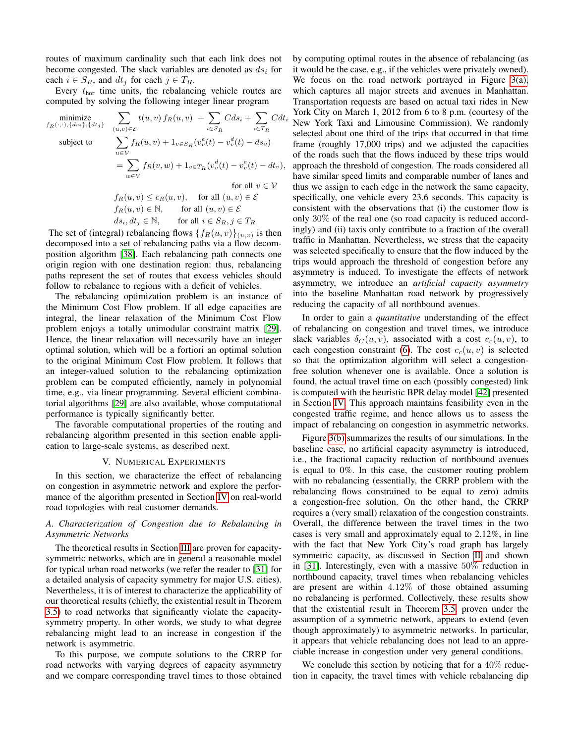routes of maximum cardinality such that each link does not become congested. The slack variables are denoted as $ds_i$ for each $i \in S_R$, and $dt_j$ for each $j \in T_R$.

Every $t_{\text{hor}}$ time units, the rebalancing vehicle routes are computed by solving the following integer linear program

$$
\begin{aligned}
\underset{f_R(\cdot,\cdot),\{ds_i\},\{dt_j\}}{\text{minimize}} \quad & \sum_{(u,v)\in\mathcal{E}} t(u,v)\, f_R(u,v) \;+ \sum_{i\in S_R} C ds_i + \sum_{i\in T_R} C dt_i \\
\text{subject to} \quad & \sum_{u\in\mathcal{V}} f_R(u,v) + 1_{v\in S_R}(v_v^e(t) - v_v^d(t) - ds_v) \\
& = \sum_{w\in V} f_R(v,w) + 1_{v\in T_R}(v_v^d(t) - v_v^e(t) - dt_v), \\
& \qquad\qquad\qquad\qquad \text{for all } v\in\mathcal{V} \\
& f_R(u,v) \le c_R(u,v), \quad \text{for all } (u,v)\in\mathcal{E} \\
& f_R(u,v) \in \mathbb{N}, \qquad \text{for all } (u,v)\in\mathcal{E} \\
& ds_i, dt_j \in \mathbb{N}, \qquad \text{for all } i\in S_R, j\in T_R
\end{aligned}
$$

The set of (integral) rebalancing flows $\{f_R(u,v)\}_{(u,v)}$ is then decomposed into a set of rebalancing paths via a flow decomposition algorithm [38]. Each rebalancing path connects one origin region with one destination region: thus, rebalancing paths represent the set of routes that excess vehicles should follow to rebalance to regions with a deficit of vehicles.

The rebalancing optimization problem is an instance of the Minimum Cost Flow problem. If all edge capacities are integral, the linear relaxation of the Minimum Cost Flow problem enjoys a totally unimodular constraint matrix [29]. Hence, the linear relaxation will necessarily have an integer optimal solution, which will be a fortiori an optimal solution to the original Minimum Cost Flow problem. It follows that an integer-valued solution to the rebalancing optimization problem can be computed efficiently, namely in polynomial time, e.g., via linear programming. Several efficient combinatorial algorithms [29] are also available, whose computational performance is typically significantly better.

The favorable computational properties of the routing and rebalancing algorithm presented in this section enable application to large-scale systems, as described next.

## V. Numerical Experiments

In this section, we characterize the effect of rebalancing on congestion in asymmetric network and explore the performance of the algorithm presented in Section IV on real-world road topologies with real customer demands.

### A. Characterization of Congestion due to Rebalancing in Asymmetric Networks

The theoretical results in Section III are proven for capacity-symmetric networks, which are in general a reasonable model for typical urban road networks (we refer the reader to [31] for a detailed analysis of capacity symmetry for major U.S. cities). Nevertheless, it is of interest to characterize the applicability of our theoretical results (chiefly, the existential result in Theorem 3.5) to road networks that significantly violate the capacity-symmetry property. In other words, we study to what degree rebalancing might lead to an increase in congestion if the network is asymmetric.

To this purpose, we compute solutions to the CRRP for road networks with varying degrees of capacity asymmetry and we compare corresponding travel times to those obtained by computing optimal routes in the absence of rebalancing (as it would be the case, e.g., if the vehicles were privately owned). We focus on the road network portrayed in Figure 3(a), which captures all major streets and avenues in Manhattan. Transportation requests are based on actual taxi rides in New York City on March 1, 2012 from 6 to 8 p.m. (courtesy of the New York Taxi and Limousine Commission). We randomly selected about one third of the trips that occurred in that time frame (roughly 17,000 trips) and we adjusted the capacities of the roads such that the flows induced by these trips would approach the threshold of congestion. The roads considered all have similar speed limits and comparable number of lanes and thus we assign to each edge in the network the same capacity, specifically, one vehicle every 23.6 seconds. This capacity is consistent with the observations that (i) the customer flow is only 30% of the real one (so road capacity is reduced accordingly) and (ii) taxis only contribute to a fraction of the overall traffic in Manhattan. Nevertheless, we stress that the capacity was selected specifically to ensure that the flow induced by the trips would approach the threshold of congestion before any asymmetry is induced. To investigate the effects of network asymmetry, we introduce an *artificial capacity asymmetry* into the baseline Manhattan road network by progressively reducing the capacity of all northbound avenues.

In order to gain a *quantitative* understanding of the effect of rebalancing on congestion and travel times, we introduce slack variables $\delta_C(u,v)$, associated with a cost $c_c(u,v)$, to each congestion constraint (6). The cost $c_c(u,v)$ is selected so that the optimization algorithm will select a congestion-free solution whenever one is available. Once a solution is found, the actual travel time on each (possibly congested) link is computed with the heuristic BPR delay model [42] presented in Section IV. This approach maintains feasibility even in the congested traffic regime, and hence allows us to assess the impact of rebalancing on congestion in asymmetric networks.

Figure 3(b) summarizes the results of our simulations. In the baseline case, no artificial capacity asymmetry is introduced, i.e., the fractional capacity reduction of northbound avenues is equal to 0%. In this case, the customer routing problem with no rebalancing (essentially, the CRRP problem with the rebalancing flows constrained to be equal to zero) admits a congestion-free solution. On the other hand, the CRRP requires a (very small) relaxation of the congestion constraints. Overall, the difference between the travel times in the two cases is very small and approximately equal to 2.12%, in line with the fact that New York City's road graph has largely symmetric capacity, as discussed in Section II and shown in [31]. Interestingly, even with a massive 50% reduction in northbound capacity, travel times when rebalancing vehicles are present are within 4.12% of those obtained assuming no rebalancing is performed. Collectively, these results show that the existential result in Theorem 3.5, proven under the assumption of a symmetric network, appears to extend (even though approximately) to asymmetric networks. In particular, it appears that vehicle rebalancing does not lead to an appreciable increase in congestion under very general conditions.

We conclude this section by noticing that for a 40% reduction in capacity, the travel times with vehicle rebalancing dip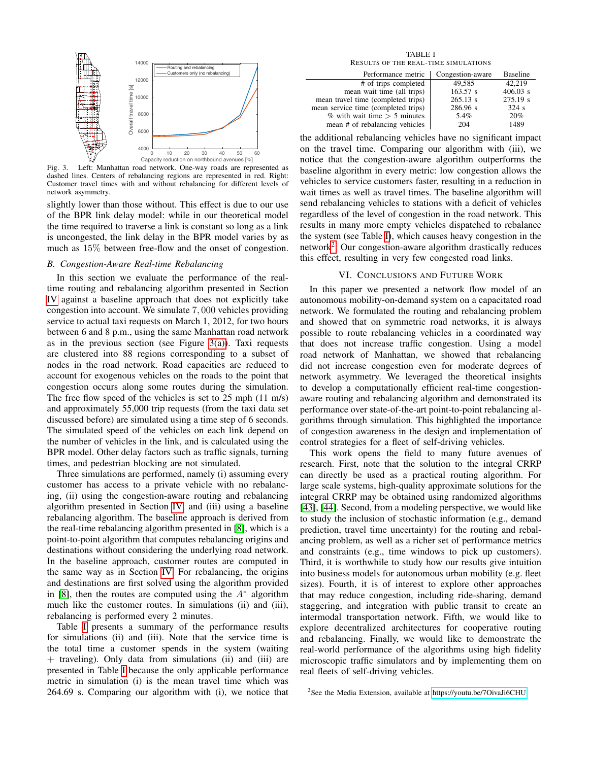Fig. 3. Left: Manhattan road network. One-way roads are represented as dashed lines. Centers of rebalancing regions are represented in red. Right: Customer travel times with and without rebalancing for different levels of network asymmetry.

slightly lower than those without. This effect is due to our use of the BPR link delay model: while in our theoretical model the time required to traverse a link is constant so long as a link is uncongested, the link delay in the BPR model varies by as much as 15% between free-flow and the onset of congestion.

### B. Congestion-Aware Real-time Rebalancing

In this section we evaluate the performance of the real-time routing and rebalancing algorithm presented in Section IV against a baseline approach that does not explicitly take congestion into account. We simulate 7,000 vehicles providing service to actual taxi requests on March 1, 2012, for two hours between 6 and 8 p.m., using the same Manhattan road network as in the previous section (see Figure 3(a)). Taxi requests are clustered into 88 regions corresponding to a subset of nodes in the road network. Road capacities are reduced to account for exogenous vehicles on the roads to the point that congestion occurs along some routes during the simulation. The free flow speed of the vehicles is set to 25 mph (11 m/s) and approximately 55,000 trip requests (from the taxi data set discussed before) are simulated using a time step of 6 seconds. The simulated speed of the vehicles on each link depend on the number of vehicles in the link, and is calculated using the BPR model. Other delay factors such as traffic signals, turning times, and pedestrian blocking are not simulated.

Three simulations are performed, namely (i) assuming every customer has access to a private vehicle with no rebalancing, (ii) using the congestion-aware routing and rebalancing algorithm presented in Section IV, and (iii) using a baseline rebalancing algorithm. The baseline approach is derived from the real-time rebalancing algorithm presented in [8], which is a point-to-point algorithm that computes rebalancing origins and destinations without considering the underlying road network. In the baseline approach, customer routes are computed in the same way as in Section IV. For rebalancing, the origins and destinations are first solved using the algorithm provided in [8], then the routes are computed using the $A^*$ algorithm much like the customer routes. In simulations (ii) and (iii), rebalancing is performed every 2 minutes.

Table I presents a summary of the performance results for simulations (ii) and (iii). Note that the service time is the total time a customer spends in the system (waiting + traveling). Only data from simulations (ii) and (iii) are presented in Table I because the only applicable performance metric in simulation (i) is the mean travel time which was 264.69 s. Comparing our algorithm with (i), we notice that the additional rebalancing vehicles have no significant impact on the travel time. Comparing our algorithm with (iii), we notice that the congestion-aware algorithm outperforms the baseline algorithm in every metric: low congestion allows the vehicles to service customers faster, resulting in a reduction in wait times as well as travel times. The baseline algorithm will send rebalancing vehicles to stations with a deficit of vehicles regardless of the level of congestion in the road network. This results in many more empty vehicles dispatched to rebalance the system (see Table I), which causes heavy congestion in the network[2]. Our congestion-aware algorithm drastically reduces this effect, resulting in very few congested road links.

TABLE I
RESULTS OF THE REAL-TIME SIMULATIONS

| Performance metric | Congestion-aware | Baseline |
|---|---|---|
| # of trips completed | 49,585 | 42,219 |
| mean wait time (all trips) | 163.57 s | 406.03 s |
| mean travel time (completed trips) | 265.13 s | 275.19 s |
| mean service time (completed trips) | 286.96 s | 324 s |
| % with wait time > 5 minutes | 5.4% | 20% |
| mean # of rebalancing vehicles | 204 | 1489 |

## VI. Conclusions and Future Work

In this paper we presented a network flow model of an autonomous mobility-on-demand system on a capacitated road network. We formulated the routing and rebalancing problem and showed that on symmetric road networks, it is always possible to route rebalancing vehicles in a coordinated way that does not increase traffic congestion. Using a model road network of Manhattan, we showed that rebalancing did not increase congestion even for moderate degrees of network asymmetry. We leveraged the theoretical insights to develop a computationally efficient real-time congestion-aware routing and rebalancing algorithm and demonstrated its performance over state-of-the-art point-to-point rebalancing algorithms through simulation. This highlighted the importance of congestion awareness in the design and implementation of control strategies for a fleet of self-driving vehicles.

This work opens the field to many future avenues of research. First, note that the solution to the integral CRRP can directly be used as a practical routing algorithm. For large scale systems, high-quality approximate solutions for the integral CRRP may be obtained using randomized algorithms [43], [44]. Second, from a modeling perspective, we would like to study the inclusion of stochastic information (e.g., demand prediction, travel time uncertainty) for the routing and rebalancing problem, as well as a richer set of performance metrics and constraints (e.g., time windows to pick up customers). Third, it is worthwhile to study how our results give intuition into business models for autonomous urban mobility (e.g. fleet sizes). Fourth, it is of interest to explore other approaches that may reduce congestion, including ride-sharing, demand staggering, and integration with public transit to create an intermodal transportation network. Fifth, we would like to explore decentralized architectures for cooperative routing and rebalancing. Finally, we would like to demonstrate the real-world performance of the algorithms using high fidelity microscopic traffic simulators and by implementing them on real fleets of self-driving vehicles.

[2] See the Media Extension, available at https://youtu.be/7OivaJi6CHU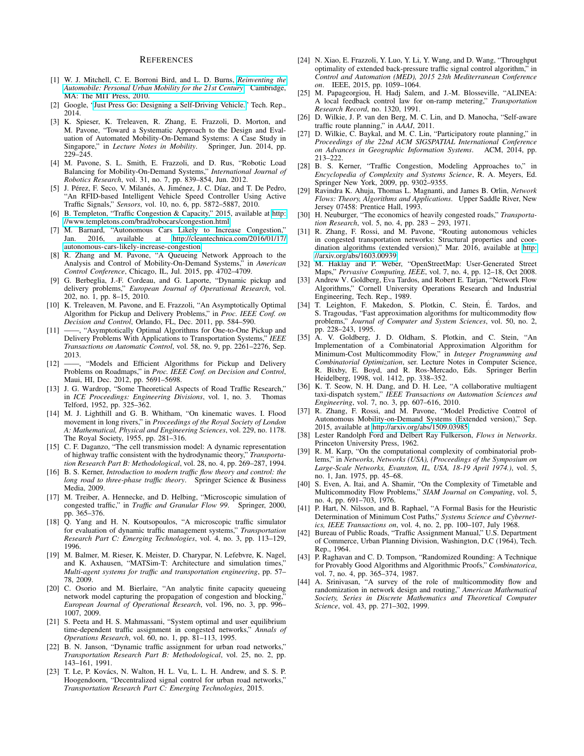# References

[1] W. J. Mitchell, C. E. Borroni Bird, and L. D. Burns, *Reinventing the Automobile: Personal Urban Mobility for the 21st Century*. Cambridge, MA: The MIT Press, 2010.

[2] Google, "Just Press Go: Designing a Self-Driving Vehicle," Tech. Rep., 2014.

[3] K. Spieser, K. Treleaven, R. Zhang, E. Frazzoli, D. Morton, and M. Pavone, "Toward a Systematic Approach to the Design and Evaluation of Automated Mobility-On-Demand Systems: A Case Study in Singapore," in *Lecture Notes in Mobility*. Springer, Jun. 2014, pp. 229–245.

[4] M. Pavone, S. L. Smith, E. Frazzoli, and D. Rus, "Robotic Load Balancing for Mobility-On-Demand Systems," *International Journal of Robotics Research*, vol. 31, no. 7, pp. 839–854, Jun. 2012.

[5] J. Pérez, F. Seco, V. Milanés, A. Jiménez, J. C. Díaz, and T. De Pedro, "An RFID-based Intelligent Vehicle Speed Controller Using Active Traffic Signals," *Sensors*, vol. 10, no. 6, pp. 5872–5887, 2010.

[6] B. Templeton, "Traffic Congestion & Capacity," 2015, available at http://www.templetons.com/brad/robocars/congestion.html.

[7] M. Barnard, "Autonomous Cars Likely to Increase Congestion," Jan. 2016, available at http://cleantechnica.com/2016/01/17/autonomous-cars-likely-increase-congestion.

[8] R. Zhang and M. Pavone, "A Queueing Network Approach to the Analysis and Control of Mobility-On-Demand Systems," in *American Control Conference*, Chicago, IL, Jul. 2015, pp. 4702–4709.

[9] G. Berbeglia, J.-F. Cordeau, and G. Laporte, "Dynamic pickup and delivery problems," *European Journal of Operational Research*, vol. 202, no. 1, pp. 8–15, 2010.

[10] K. Treleaven, M. Pavone, and E. Frazzoli, "An Asymptotically Optimal Algorithm for Pickup and Delivery Problems," in *Proc. IEEE Conf. on Decision and Control*, Orlando, FL, Dec. 2011, pp. 584–590.

[11] ——, "Asymptotically Optimal Algorithms for One-to-One Pickup and Delivery Problems With Applications to Transportation Systems," *IEEE Transactions on Automatic Control*, vol. 58, no. 9, pp. 2261–2276, Sep. 2013.

[12] ——, "Models and Efficient Algorithms for Pickup and Delivery Problems on Roadmaps," in *Proc. IEEE Conf. on Decision and Control*, Maui, HI, Dec. 2012, pp. 5691–5698.

[13] J. G. Wardrop, "Some Theoretical Aspects of Road Traffic Research," in *ICE Proceedings: Engineering Divisions*, vol. 1, no. 3. Thomas Telford, 1952, pp. 325–362.

[14] M. J. Lighthill and G. B. Whitham, "On kinematic waves. I. Flood movement in long rivers," in *Proceedings of the Royal Society of London A: Mathematical, Physical and Engineering Sciences*, vol. 229, no. 1178. The Royal Society, 1955, pp. 281–316.

[15] C. F. Daganzo, "The cell transmission model: A dynamic representation of highway traffic consistent with the hydrodynamic theory," *Transportation Research Part B: Methodological*, vol. 28, no. 4, pp. 269–287, 1994.

[16] B. S. Kerner, *Introduction to modern traffic flow theory and control: the long road to three-phase traffic theory*. Springer Science & Business Media, 2009.

[17] M. Treiber, A. Hennecke, and D. Helbing, "Microscopic simulation of congested traffic," in *Traffic and Granular Flow 99*. Springer, 2000, pp. 365–376.

[18] Q. Yang and H. N. Koutsopoulos, "A microscopic traffic simulator for evaluation of dynamic traffic management systems," *Transportation Research Part C: Emerging Technologies*, vol. 4, no. 3, pp. 113–129, 1996.

[19] M. Balmer, M. Rieser, K. Meister, D. Charypar, N. Lefebvre, K. Nagel, and K. Axhausen, "MATSim-T: Architecture and simulation times," *Multi-agent systems for traffic and transportation engineering*, pp. 57–78, 2009.

[20] C. Osorio and M. Bierlaire, "An analytic finite capacity queueing network model capturing the propagation of congestion and blocking," *European Journal of Operational Research*, vol. 196, no. 3, pp. 996–1007, 2009.

[21] S. Peeta and H. S. Mahmassani, "System optimal and user equilibrium time-dependent traffic assignment in congested networks," *Annals of Operations Research*, vol. 60, no. 1, pp. 81–113, 1995.

[22] B. N. Janson, "Dynamic traffic assignment for urban road networks," *Transportation Research Part B: Methodological*, vol. 25, no. 2, pp. 143–161, 1991.

[23] T. Le, P. Kovács, N. Walton, H. L. Vu, L. L. H. Andrew, and S. S. P. Hoogendoorn, "Decentralized signal control for urban road networks," *Transportation Research Part C: Emerging Technologies*, 2015.

[24] N. Xiao, E. Frazzoli, Y. Luo, Y. Li, Y. Wang, and D. Wang, "Throughput optimality of extended back-pressure traffic signal control algorithm," in *Control and Automation (MED), 2015 23th Mediterranean Conference on*. IEEE, 2015, pp. 1059–1064.

[25] M. Papageorgiou, H. Hadj Salem, and J.-M. Blosseville, "ALINEA: A local feedback control law for on-ramp metering," *Transportation Research Record*, no. 1320, 1991.

[26] D. Wilkie, J. P. van den Berg, M. C. Lin, and D. Manocha, "Self-aware traffic route planning," in *AAAI*, 2011.

[27] D. Wilkie, C. Baykal, and M. C. Lin, "Participatory route planning," in *Proceedings of the 22nd ACM SIGSPATIAL International Conference on Advances in Geographic Information Systems*. ACM, 2014, pp. 213–222.

[28] B. S. Kerner, "Traffic Congestion, Modeling Approaches to," in *Encyclopedia of Complexity and Systems Science*, R. A. Meyers, Ed. Springer New York, 2009, pp. 9302–9355.

[29] Ravindra K. Ahuja, Thomas L. Magnanti, and James B. Orlin, *Network Flows: Theory, Algorithms and Applications*. Upper Saddle River, New Jersey 07458: Prentice Hall, 1993.

[30] H. Neuburger, "The economics of heavily congested roads," *Transportation Research*, vol. 5, no. 4, pp. 283 – 293, 1971.

[31] R. Zhang, F. Rossi, and M. Pavone, "Routing autonomous vehicles in congested transportation networks: Structural properties and coordination algorithms (extended version)," Mar. 2016, available at http://arxiv.org/abs/1603.00939.

[32] M. Haklay and P. Weber, "OpenStreetMap: User-Generated Street Maps," *Pervasive Computing, IEEE*, vol. 7, no. 4, pp. 12–18, Oct 2008.

[33] Andrew V. Goldberg, Eva Tardos, and Robert E. Tarjan, "Network Flow Algorithms," Cornell University Operations Research and Industrial Engineering, Tech. Rep., 1989.

[34] T. Leighton, F. Makedon, S. Plotkin, C. Stein, É. Tardos, and S. Tragoudas, "Fast approximation algorithms for multicommodity flow problems," *Journal of Computer and System Sciences*, vol. 50, no. 2, pp. 228–243, 1995.

[35] A. V. Goldberg, J. D. Oldham, S. Plotkin, and C. Stein, "An Implementation of a Combinatorial Approximation Algorithm for Minimum-Cost Multicommodity Flow," in *Integer Programming and Combinatorial Optimization*, ser. Lecture Notes in Computer Science, R. Bixby, E. Boyd, and R. Ros-Mercado, Eds. Springer Berlin Heidelberg, 1998, vol. 1412, pp. 338–352.

[36] K. T. Seow, N. H. Dang, and D. H. Lee, "A collaborative multiagent taxi-dispatch system," *IEEE Transactions on Automation Sciences and Engineering*, vol. 7, no. 3, pp. 607–616, 2010.

[37] R. Zhang, F. Rossi, and M. Pavone, "Model Predictive Control of Autonomous Mobility-on-Demand Systems (Extended version)," Sep. 2015, available at http://arxiv.org/abs/1509.03985.

[38] Lester Randolph Ford and Delbert Ray Fulkerson, *Flows in Networks*. Princeton University Press, 1962.

[39] R. M. Karp, "On the computational complexity of combinatorial problems," in *Networks, Networks (USA), (Proceedings of the Symposium on Large-Scale Networks, Evanston, IL, USA, 18-19 April 1974.)*, vol. 5, no. 1, Jan. 1975, pp. 45–68.

[40] S. Even, A. Itai, and A. Shamir, "On the Complexity of Timetable and Multicommodity Flow Problems," *SIAM Journal on Computing*, vol. 5, no. 4, pp. 691–703, 1976.

[41] P. Hart, N. Nilsson, and B. Raphael, "A Formal Basis for the Heuristic Determination of Minimum Cost Paths," *Systems Science and Cybernetics, IEEE Transactions on*, vol. 4, no. 2, pp. 100–107, July 1968.

[42] Bureau of Public Roads, "Traffic Assignment Manual," U.S. Department of Commerce, Urban Planning Division, Washington, D.C (1964), Tech. Rep., 1964.

[43] P. Raghavan and C. D. Tompson, "Randomized Rounding: A Technique for Provably Good Algorithms and Algorithmic Proofs," *Combinatorica*, vol. 7, no. 4, pp. 365–374, 1987.

[44] A. Srinivasan, "A survey of the role of multicommodity flow and randomization in network design and routing," *American Mathematical Society, Series in Discrete Mathematics and Theoretical Computer Science*, vol. 43, pp. 271–302, 1999.